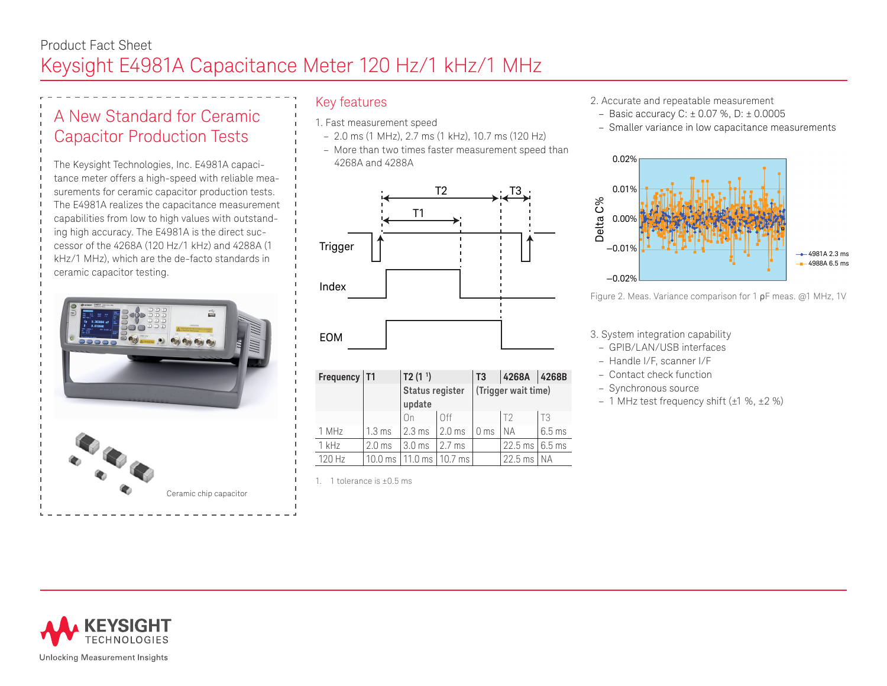Product Fact Sheet

# Keysight E4981A Capacitance Meter 120 Hz/1 kHz/1 MHz

## A New Standard for Ceramic Capacitor Production Tests

The Keysight Technologies, Inc. E4981A capacitance meter offers a high-speed with reliable measurements for ceramic capacitor production tests. The E4981A realizes the capacitance measurement capabilities from low to high values with outstanding high accuracy. The E4981A is the direct successor of the 4268A (120 Hz/1 kHz) and 4288A (1 kHz/1 MHz), which are the de-facto standards in ceramic capacitor testing.

Ceramic chip capacitor

## Key features

1. Fast measurement speed
   - 2.0 ms (1 MHz), 2.7 ms (1 kHz), 10.7 ms (120 Hz)
   - More than two times faster measurement speed than 4268A and 4288A

| Frequency | T1 | T2 (1 [1]) Status register update | | T3 | 4268A (Trigger wait time) | 4268B |
|---|---|---|---|---|---|---|
| | | On | Off | | T2 | T3 |
| 1 MHz | 1.3 ms | 2.3 ms | 2.0 ms | 0 ms | NA | 6.5 ms |
| 1 kHz | 2.0 ms | 3.0 ms | 2.7 ms | | 22.5 ms | 6.5 ms |
| 120 Hz | 10.0 ms | 11.0 ms | 10.7 ms | | 22.5 ms | NA |

1. 1 tolerance is ±0.5 ms

2. Accurate and repeatable measurement
   - Basic accuracy C: ± 0.07 %, D: ± 0.0005
   - Smaller variance in low capacitance measurements

Figure 2. Meas. Variance comparison for 1 pF meas. @1 MHz, 1V

3. System integration capability
   - GPIB/LAN/USB interfaces
   - Handle I/F, scanner I/F
   - Contact check function
   - Synchronous source
   - 1 MHz test frequency shift (±1 %, ±2 %)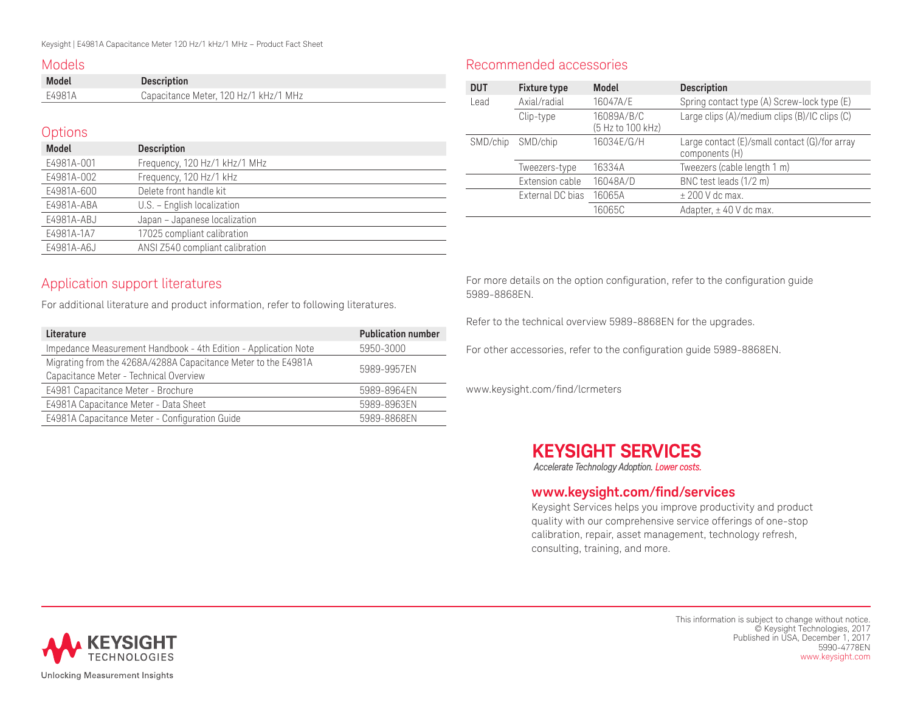## Models

| Model | Description |
| --- | --- |
| E4981A | Capacitance Meter, 120 Hz/1 kHz/1 MHz |

## Options

| Model | Description |
| --- | --- |
| E4981A-001 | Frequency, 120 Hz/1 kHz/1 MHz |
| E4981A-002 | Frequency, 120 Hz/1 kHz |
| E4981A-600 | Delete front handle kit |
| E4981A-ABA | U.S. – English localization |
| E4981A-ABJ | Japan – Japanese localization |
| E4981A-1A7 | 17025 compliant calibration |
| E4981A-A6J | ANSI Z540 compliant calibration |

## Application support literatures

For additional literature and product information, refer to following literatures.

| Literature | Publication number |
| --- | --- |
| Impedance Measurement Handbook - 4th Edition - Application Note | 5950-3000 |
| Migrating from the 4268A/4288A Capacitance Meter to the E4981A Capacitance Meter - Technical Overview | 5989-9957EN |
| E4981 Capacitance Meter - Brochure | 5989-8964EN |
| E4981A Capacitance Meter - Data Sheet | 5989-8963EN |
| E4981A Capacitance Meter - Configuration Guide | 5989-8868EN |

## Recommended accessories

| DUT | Fixture type | Model | Description |
| --- | --- | --- | --- |
| Lead | Axial/radial | 16047A/E | Spring contact type (A) Screw-lock type (E) |
| | Clip-type | 16089A/B/C (5 Hz to 100 kHz) | Large clips (A)/medium clips (B)/IC clips (C) |
| SMD/chip | SMD/chip | 16034E/G/H | Large contact (E)/small contact (G)/for array components (H) |
| | Tweezers-type | 16334A | Tweezers (cable length 1 m) |
| | Extension cable | 16048A/D | BNC test leads (1/2 m) |
| | External DC bias | 16065A | ± 200 V dc max. |
| | | 16065C | Adapter, ± 40 V dc max. |

For more details on the option configuration, refer to the configuration guide 5989-8868EN.

Refer to the technical overview 5989-8868EN for the upgrades.

For other accessories, refer to the configuration guide 5989-8868EN.

www.keysight.com/find/lcrmeters

**KEYSIGHT SERVICES**

*Accelerate Technology Adoption. Lower costs.*

**www.keysight.com/find/services**

Keysight Services helps you improve productivity and product quality with our comprehensive service offerings of one-stop calibration, repair, asset management, technology refresh, consulting, training, and more.

KEYSIGHT TECHNOLOGIES

Unlocking Measurement Insights

This information is subject to change without notice.
© Keysight Technologies, 2017
Published in USA, December 1, 2017
5990-4778EN
www.keysight.com